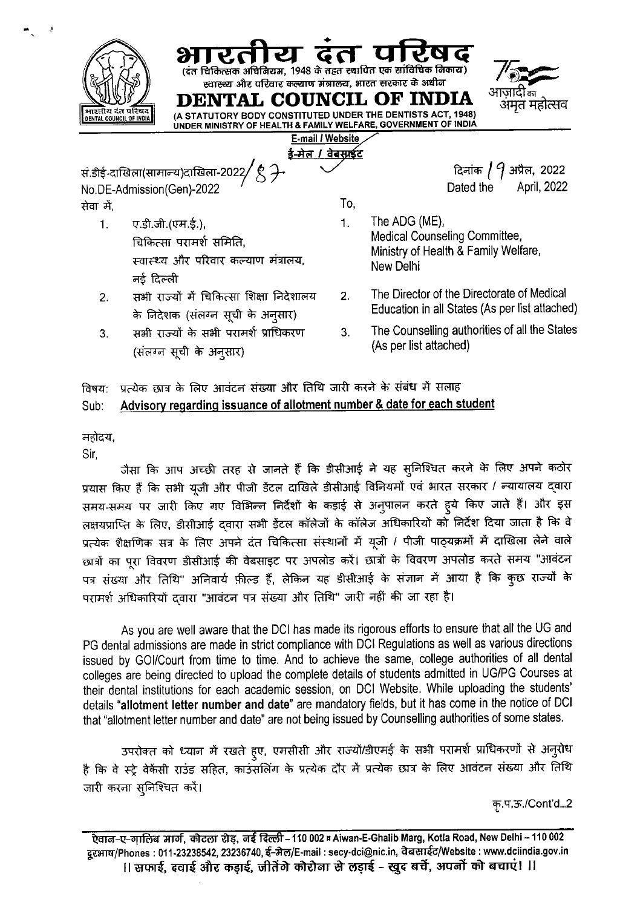# भारतीय दंत परिषद

(दंत चिकित्सक अधिनियम, 1948 के तहत स्थापित एक सांविधिक निकाय)
स्वास्थ्य और परिवार कल्याण मंत्रालय, भारत सरकार के अधीन

# DENTAL COUNCIL OF INDIA

(A STATUTORY BODY CONSTITUTED UNDER THE DENTISTS ACT, 1948)
UNDER MINISTRY OF HEALTH & FAMILY WELFARE, GOVERNMENT OF INDIA

आज़ादी का अमृत महोत्सव

E-mail / Website
ई-मेल / वेबसाईट

सं.डीई-दाखिला(सामान्य)दाखिला-2022/87
No.DE-Admission(Gen)-2022

दिनांक 19 अप्रैल, 2022
Dated the April, 2022

सेवा में,

1. ए.डी.जी.(एम.ई.),
   चिकित्सा परामर्श समिति,
   स्वास्थ्य और परिवार कल्याण मंत्रालय,
   नई दिल्ली
2. सभी राज्यों में चिकित्सा शिक्षा निदेशालय के निदेशक (संलग्न सूची के अनुसार)
3. सभी राज्यों के सभी परामर्श प्राधिकरण (संलग्न सूची के अनुसार)

To,

1. The ADG (ME),
   Medical Counseling Committee,
   Ministry of Health & Family Welfare,
   New Delhi
2. The Director of the Directorate of Medical Education in all States (As per list attached)
3. The Counselling authorities of all the States (As per list attached)

विषय: प्रत्येक छात्र के लिए आवंटन संख्या और तिथि जारी करने के संबंध में सलाह
Sub: **Advisory regarding issuance of allotment number & date for each student**

महोदय,
Sir,

जैसा कि आप अच्छी तरह से जानते हैं कि डीसीआई ने यह सुनिश्चित करने के लिए अपने कठोर प्रयास किए हैं कि सभी यूजी और पीजी डेंटल दाखिले डीसीआई विनियमों एवं भारत सरकार / न्यायालय द्वारा समय-समय पर जारी किए गए विभिन्न निर्देशों के कड़ाई से अनुपालन करते हुये किए जाते हैं। और इस लक्ष्यप्राप्ति के लिए, डीसीआई द्वारा सभी डेंटल कॉलेजों के कॉलेज अधिकारियों को निर्देश दिया जाता है कि वे प्रत्येक शैक्षणिक सत्र के लिए अपने दंत चिकित्सा संस्थानों में यूजी / पीजी पाठ्यक्रमों में दाखिला लेने वाले छात्रों का पूरा विवरण डीसीआई की वेबसाइट पर अपलोड करें। छात्रों के विवरण अपलोड करते समय "आवंटन पत्र संख्या और तिथि" अनिवार्य फ़ील्ड हैं, लेकिन यह डीसीआई के संज्ञान में आया है कि कुछ राज्यों के परामर्श अधिकारियों द्वारा "आवंटन पत्र संख्या और तिथि" जारी नहीं की जा रहा है।

As you are well aware that the DCI has made its rigorous efforts to ensure that all the UG and PG dental admissions are made in strict compliance with DCI Regulations as well as various directions issued by GOI/Court from time to time. And to achieve the same, college authorities of all dental colleges are being directed to upload the complete details of students admitted in UG/PG Courses at their dental institutions for each academic session, on DCI Website. While uploading the students' details "**allotment letter number and date**" are mandatory fields, but it has come in the notice of DCI that "allotment letter number and date" are not being issued by Counselling authorities of some states.

उपरोक्त को ध्यान में रखते हुए, एमसीसी और राज्यों/डीएमई के सभी परामर्श प्राधिकरणों से अनुरोध है कि वे स्ट्रे वेकेंसी राउंड सहित, काउंसलिंग के प्रत्येक दौर में प्रत्येक छात्र के लिए आवंटन संख्या और तिथि जारी करना सुनिश्चित करें।

कृ.प.ऊ./Cont'd...2

ऐवान-ए-ग़ालिब मार्ग, कोटला रोड, नई दिल्ली – 110 002 ▪ Aiwan-E-Ghalib Marg, Kotla Road, New Delhi – 110 002
दूरभाष/Phones : 011-23238542, 23236740, ई-मेल/E-mail : secy-dci@nic.in, वेबसाईट/Website : www.dciindia.gov.in
।। सफाई, दवाई और कड़ाई, जीतेंगे कोरोना से लड़ाई – खुद बचें, अपनों को बचाएं! ।।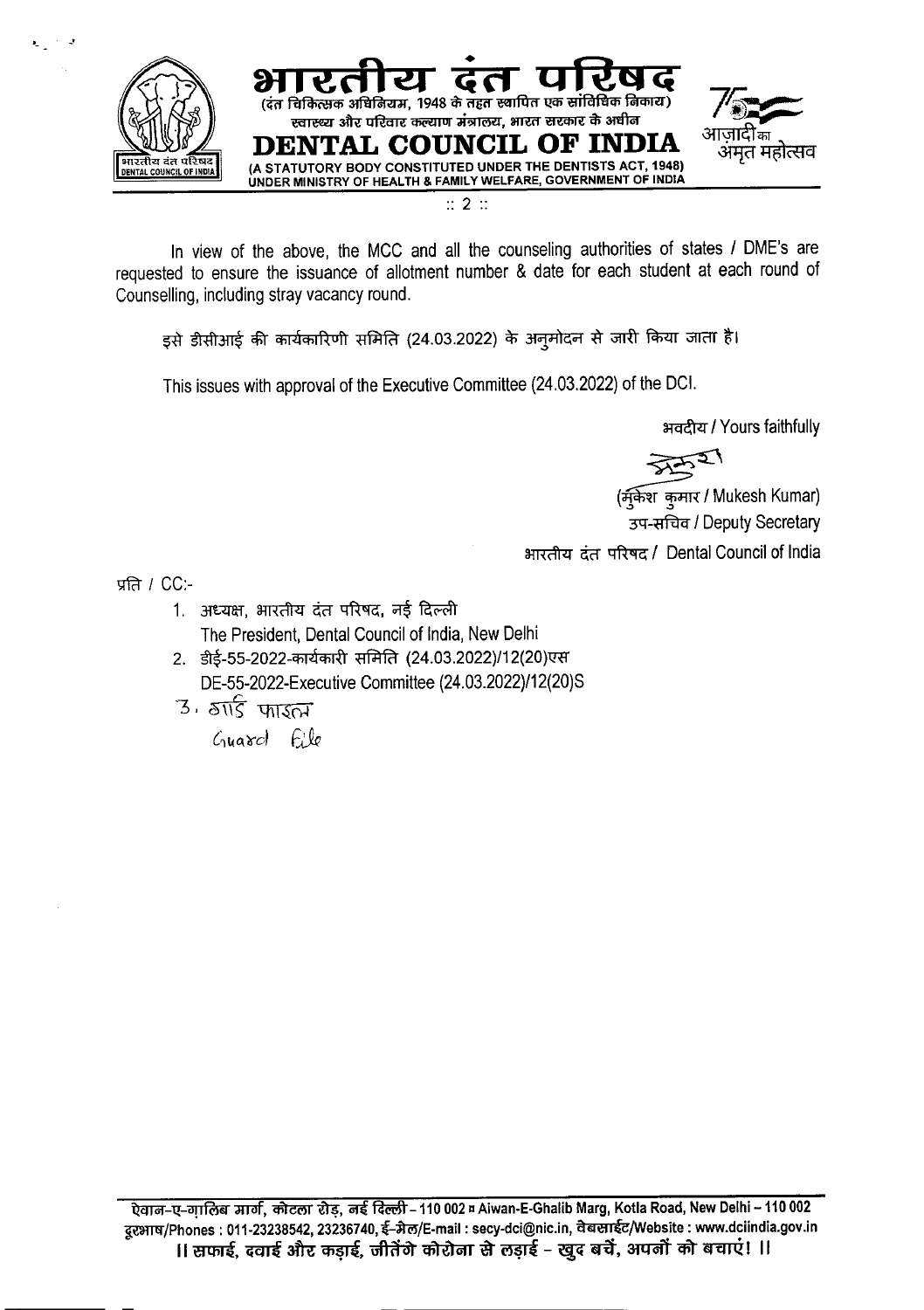In view of the above, the MCC and all the counseling authorities of states / DME's are requested to ensure the issuance of allotment number & date for each student at each round of Counselling, including stray vacancy round.

इसे डीसीआई की कार्यकारिणी समिति (24.03.2022) के अनुमोदन से जारी किया जाता है।

This issues with approval of the Executive Committee (24.03.2022) of the DCI.

भवदीय / Yours faithfully

(मुकेश कुमार / Mukesh Kumar)
उप-सचिव / Deputy Secretary
भारतीय दंत परिषद / Dental Council of India

प्रति / CC:-

1. अध्यक्ष, भारतीय दंत परिषद, नई दिल्ली
   The President, Dental Council of India, New Delhi
2. डीई-55-2022-कार्यकारी समिति (24.03.2022)/12(20)एस
   DE-55-2022-Executive Committee (24.03.2022)/12(20)S
3. गार्ड फाइल
   Guard File